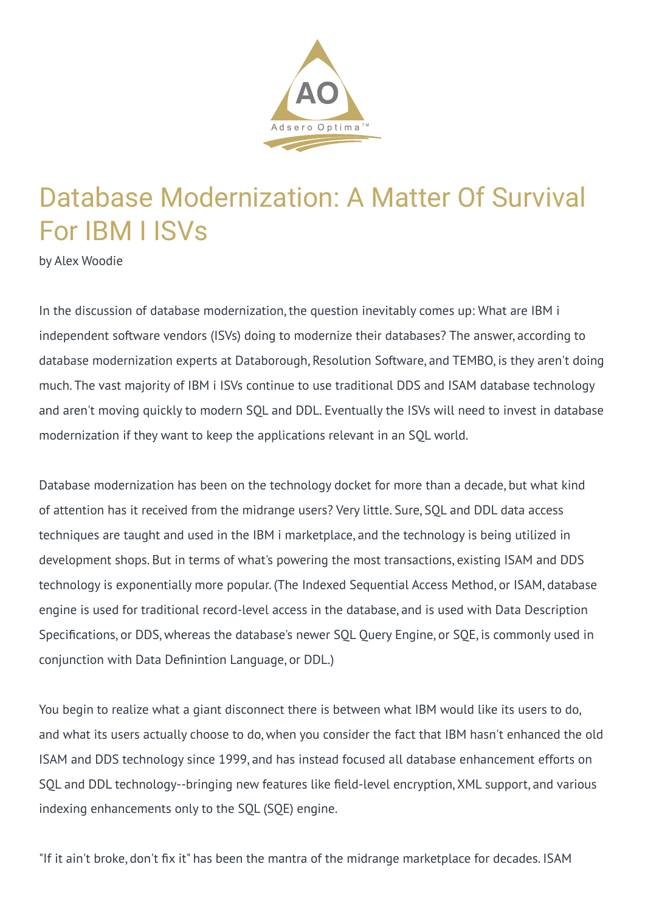# Database Modernization: A Matter Of Survival For IBM I ISVs

by Alex Woodie

In the discussion of database modernization, the question inevitably comes up: What are IBM i independent software vendors (ISVs) doing to modernize their databases? The answer, according to database modernization experts at Databorough, Resolution Software, and TEMBO, is they aren't doing much. The vast majority of IBM i ISVs continue to use traditional DDS and ISAM database technology and aren't moving quickly to modern SQL and DDL. Eventually the ISVs will need to invest in database modernization if they want to keep the applications relevant in an SQL world.

Database modernization has been on the technology docket for more than a decade, but what kind of attention has it received from the midrange users? Very little. Sure, SQL and DDL data access techniques are taught and used in the IBM i marketplace, and the technology is being utilized in development shops. But in terms of what's powering the most transactions, existing ISAM and DDS technology is exponentially more popular. (The Indexed Sequential Access Method, or ISAM, database engine is used for traditional record-level access in the database, and is used with Data Description Specifications, or DDS, whereas the database's newer SQL Query Engine, or SQE, is commonly used in conjunction with Data Definintion Language, or DDL.)

You begin to realize what a giant disconnect there is between what IBM would like its users to do, and what its users actually choose to do, when you consider the fact that IBM hasn't enhanced the old ISAM and DDS technology since 1999, and has instead focused all database enhancement efforts on SQL and DDL technology--bringing new features like field-level encryption, XML support, and various indexing enhancements only to the SQL (SQE) engine.

"If it ain't broke, don't fix it" has been the mantra of the midrange marketplace for decades. ISAM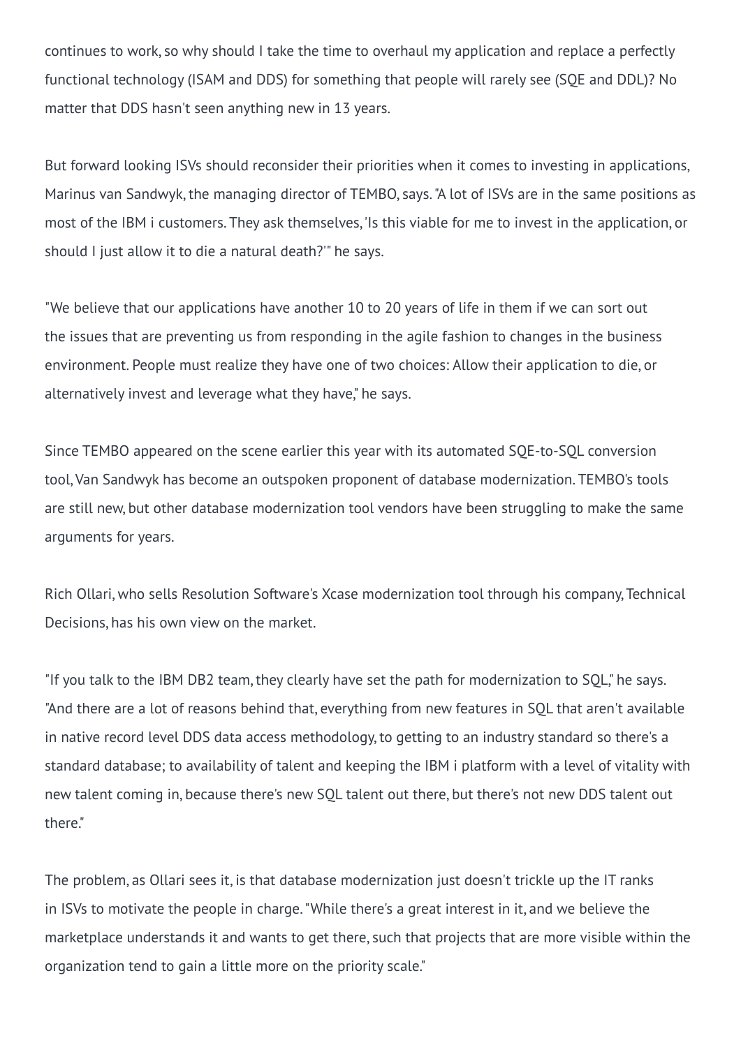continues to work, so why should I take the time to overhaul my application and replace a perfectly functional technology (ISAM and DDS) for something that people will rarely see (SQE and DDL)? No matter that DDS hasn't seen anything new in 13 years.

But forward looking ISVs should reconsider their priorities when it comes to investing in applications, Marinus van Sandwyk, the managing director of TEMBO, says. "A lot of ISVs are in the same positions as most of the IBM i customers. They ask themselves, 'Is this viable for me to invest in the application, or should I just allow it to die a natural death?'" he says.

"We believe that our applications have another 10 to 20 years of life in them if we can sort out the issues that are preventing us from responding in the agile fashion to changes in the business environment. People must realize they have one of two choices: Allow their application to die, or alternatively invest and leverage what they have," he says.

Since TEMBO appeared on the scene earlier this year with its automated SQE-to-SQL conversion tool, Van Sandwyk has become an outspoken proponent of database modernization. TEMBO's tools are still new, but other database modernization tool vendors have been struggling to make the same arguments for years.

Rich Ollari, who sells Resolution Software's Xcase modernization tool through his company, Technical Decisions, has his own view on the market.

"If you talk to the IBM DB2 team, they clearly have set the path for modernization to SQL," he says. "And there are a lot of reasons behind that, everything from new features in SQL that aren't available in native record level DDS data access methodology, to getting to an industry standard so there's a standard database; to availability of talent and keeping the IBM i platform with a level of vitality with new talent coming in, because there's new SQL talent out there, but there's not new DDS talent out there."

The problem, as Ollari sees it, is that database modernization just doesn't trickle up the IT ranks in ISVs to motivate the people in charge. "While there's a great interest in it, and we believe the marketplace understands it and wants to get there, such that projects that are more visible within the organization tend to gain a little more on the priority scale."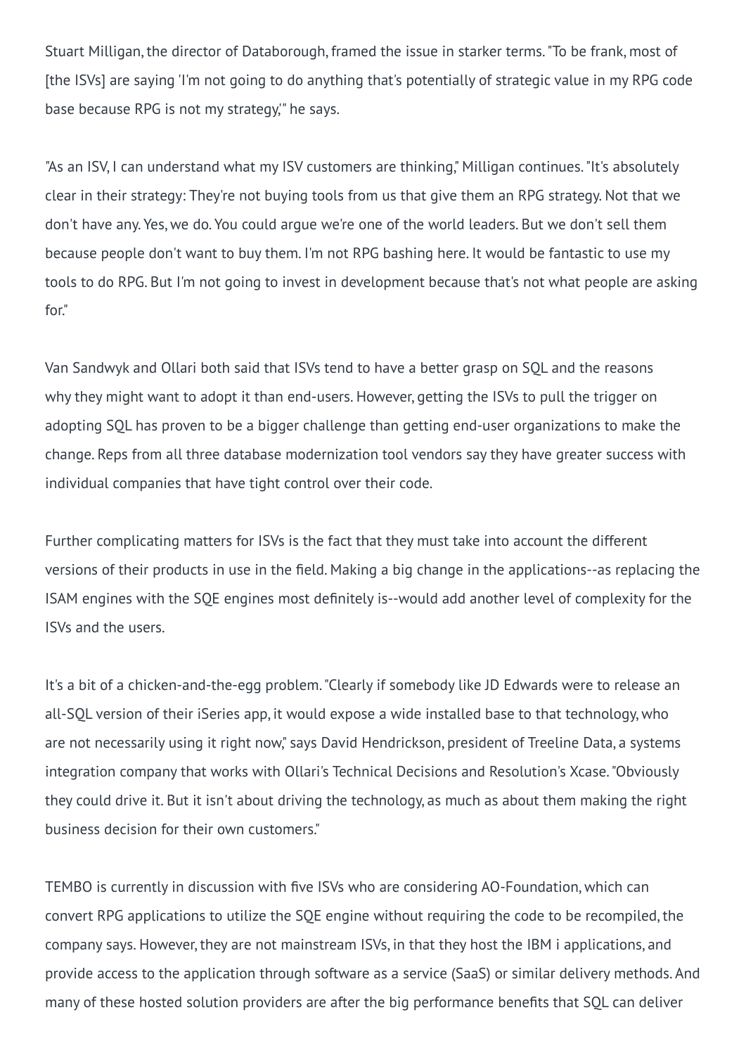Stuart Milligan, the director of Databorough, framed the issue in starker terms. "To be frank, most of [the ISVs] are saying 'I'm not going to do anything that's potentially of strategic value in my RPG code base because RPG is not my strategy,'" he says.

"As an ISV, I can understand what my ISV customers are thinking," Milligan continues. "It's absolutely clear in their strategy: They're not buying tools from us that give them an RPG strategy. Not that we don't have any. Yes, we do. You could argue we're one of the world leaders. But we don't sell them because people don't want to buy them. I'm not RPG bashing here. It would be fantastic to use my tools to do RPG. But I'm not going to invest in development because that's not what people are asking for."

Van Sandwyk and Ollari both said that ISVs tend to have a better grasp on SQL and the reasons why they might want to adopt it than end-users. However, getting the ISVs to pull the trigger on adopting SQL has proven to be a bigger challenge than getting end-user organizations to make the change. Reps from all three database modernization tool vendors say they have greater success with individual companies that have tight control over their code.

Further complicating matters for ISVs is the fact that they must take into account the different versions of their products in use in the field. Making a big change in the applications--as replacing the ISAM engines with the SQE engines most definitely is--would add another level of complexity for the ISVs and the users.

It's a bit of a chicken-and-the-egg problem. "Clearly if somebody like JD Edwards were to release an all-SQL version of their iSeries app, it would expose a wide installed base to that technology, who are not necessarily using it right now," says David Hendrickson, president of Treeline Data, a systems integration company that works with Ollari's Technical Decisions and Resolution's Xcase. "Obviously they could drive it. But it isn't about driving the technology, as much as about them making the right business decision for their own customers."

TEMBO is currently in discussion with five ISVs who are considering AO-Foundation, which can convert RPG applications to utilize the SQE engine without requiring the code to be recompiled, the company says. However, they are not mainstream ISVs, in that they host the IBM i applications, and provide access to the application through software as a service (SaaS) or similar delivery methods. And many of these hosted solution providers are after the big performance benefits that SQL can deliver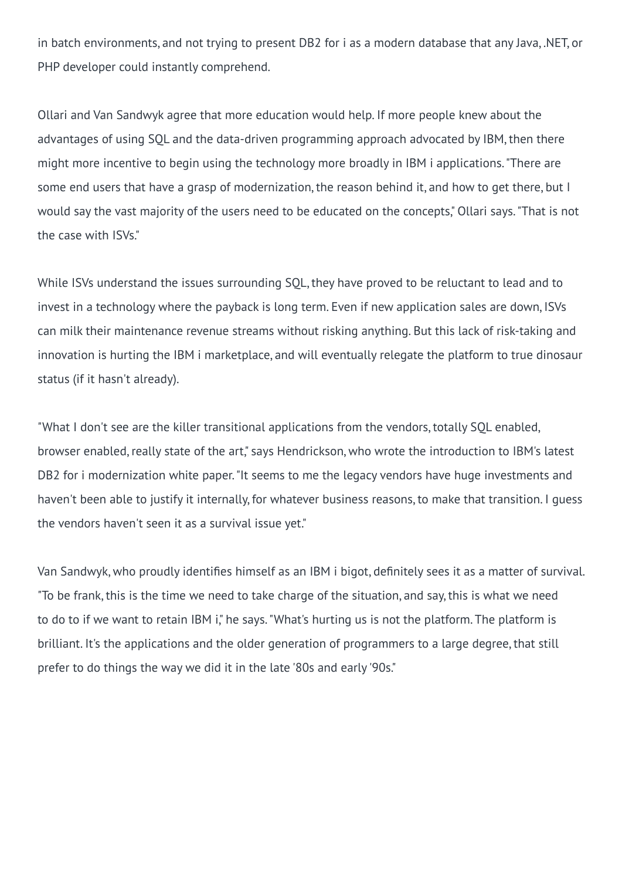in batch environments, and not trying to present DB2 for i as a modern database that any Java, .NET, or PHP developer could instantly comprehend.

Ollari and Van Sandwyk agree that more education would help. If more people knew about the advantages of using SQL and the data-driven programming approach advocated by IBM, then there might more incentive to begin using the technology more broadly in IBM i applications. "There are some end users that have a grasp of modernization, the reason behind it, and how to get there, but I would say the vast majority of the users need to be educated on the concepts," Ollari says. "That is not the case with ISVs."

While ISVs understand the issues surrounding SQL, they have proved to be reluctant to lead and to invest in a technology where the payback is long term. Even if new application sales are down, ISVs can milk their maintenance revenue streams without risking anything. But this lack of risk-taking and innovation is hurting the IBM i marketplace, and will eventually relegate the platform to true dinosaur status (if it hasn't already).

"What I don't see are the killer transitional applications from the vendors, totally SQL enabled, browser enabled, really state of the art," says Hendrickson, who wrote the introduction to IBM's latest DB2 for i modernization white paper. "It seems to me the legacy vendors have huge investments and haven't been able to justify it internally, for whatever business reasons, to make that transition. I guess the vendors haven't seen it as a survival issue yet."

Van Sandwyk, who proudly identifies himself as an IBM i bigot, definitely sees it as a matter of survival. "To be frank, this is the time we need to take charge of the situation, and say, this is what we need to do to if we want to retain IBM i," he says. "What's hurting us is not the platform. The platform is brilliant. It's the applications and the older generation of programmers to a large degree, that still prefer to do things the way we did it in the late '80s and early '90s."